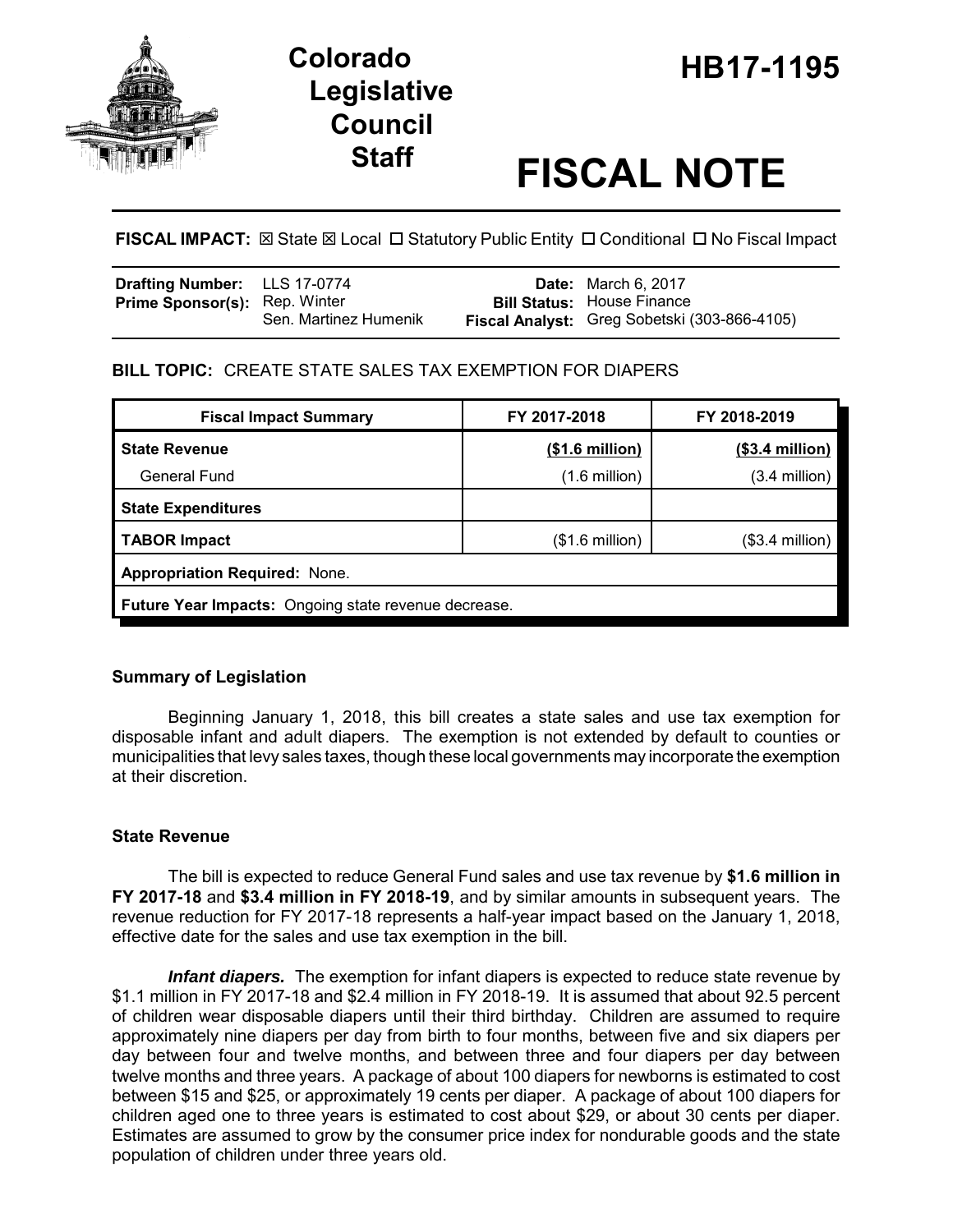# Colorado Legislative Council Staff

# HB17-1195

# FISCAL NOTE

**FISCAL IMPACT:** ☒ State ☒ Local ☐ Statutory Public Entity ☐ Conditional ☐ No Fiscal Impact

| | | | |
|---|---|---|---|
| **Drafting Number:** | LLS 17-0774 | **Date:** | March 6, 2017 |
| **Prime Sponsor(s):** | Rep. Winter<br>Sen. Martinez Humenik | **Bill Status:** | House Finance |
| | | **Fiscal Analyst:** | Greg Sobetski (303-866-4105) |

**BILL TOPIC:** CREATE STATE SALES TAX EXEMPTION FOR DIAPERS

| Fiscal Impact Summary | FY 2017-2018 | FY 2018-2019 |
|---|---|---|
| **State Revenue** | **($1.6 million)** | **($3.4 million)** |
| General Fund | (1.6 million) | (3.4 million) |
| **State Expenditures** | | |
| **TABOR Impact** | ($1.6 million) | ($3.4 million) |
| **Appropriation Required:** None. | | |
| **Future Year Impacts:** Ongoing state revenue decrease. | | |

### Summary of Legislation

Beginning January 1, 2018, this bill creates a state sales and use tax exemption for disposable infant and adult diapers. The exemption is not extended by default to counties or municipalities that levy sales taxes, though these local governments may incorporate the exemption at their discretion.

### State Revenue

The bill is expected to reduce General Fund sales and use tax revenue by **$1.6 million in FY 2017-18** and **$3.4 million in FY 2018-19**, and by similar amounts in subsequent years. The revenue reduction for FY 2017-18 represents a half-year impact based on the January 1, 2018, effective date for the sales and use tax exemption in the bill.

***Infant diapers.*** The exemption for infant diapers is expected to reduce state revenue by $1.1 million in FY 2017-18 and $2.4 million in FY 2018-19. It is assumed that about 92.5 percent of children wear disposable diapers until their third birthday. Children are assumed to require approximately nine diapers per day from birth to four months, between five and six diapers per day between four and twelve months, and between three and four diapers per day between twelve months and three years. A package of about 100 diapers for newborns is estimated to cost between $15 and $25, or approximately 19 cents per diaper. A package of about 100 diapers for children aged one to three years is estimated to cost about $29, or about 30 cents per diaper. Estimates are assumed to grow by the consumer price index for nondurable goods and the state population of children under three years old.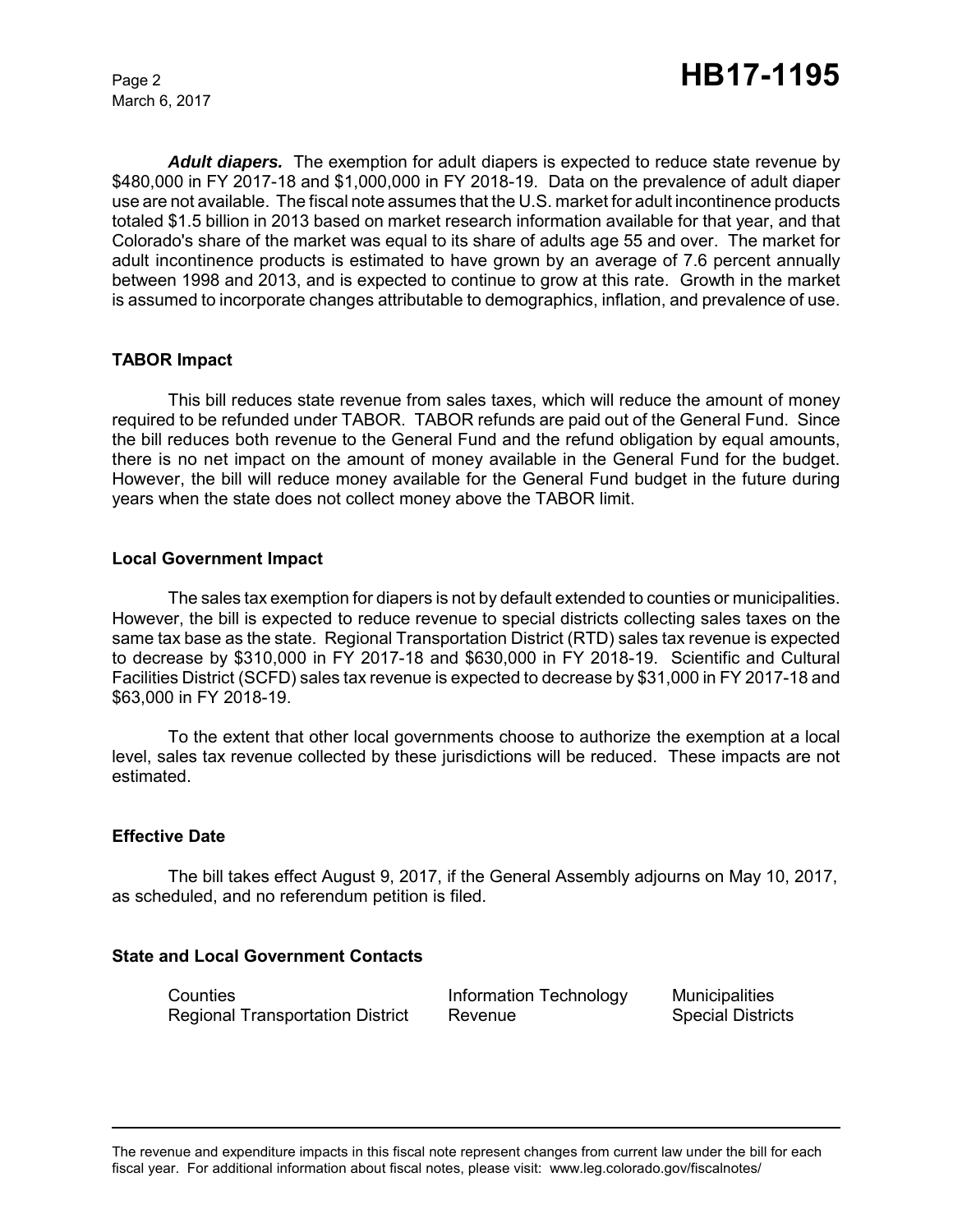***Adult diapers.*** The exemption for adult diapers is expected to reduce state revenue by $480,000 in FY 2017-18 and $1,000,000 in FY 2018-19. Data on the prevalence of adult diaper use are not available. The fiscal note assumes that the U.S. market for adult incontinence products totaled $1.5 billion in 2013 based on market research information available for that year, and that Colorado's share of the market was equal to its share of adults age 55 and over. The market for adult incontinence products is estimated to have grown by an average of 7.6 percent annually between 1998 and 2013, and is expected to continue to grow at this rate. Growth in the market is assumed to incorporate changes attributable to demographics, inflation, and prevalence of use.

**TABOR Impact**

This bill reduces state revenue from sales taxes, which will reduce the amount of money required to be refunded under TABOR. TABOR refunds are paid out of the General Fund. Since the bill reduces both revenue to the General Fund and the refund obligation by equal amounts, there is no net impact on the amount of money available in the General Fund for the budget. However, the bill will reduce money available for the General Fund budget in the future during years when the state does not collect money above the TABOR limit.

**Local Government Impact**

The sales tax exemption for diapers is not by default extended to counties or municipalities. However, the bill is expected to reduce revenue to special districts collecting sales taxes on the same tax base as the state. Regional Transportation District (RTD) sales tax revenue is expected to decrease by $310,000 in FY 2017-18 and $630,000 in FY 2018-19. Scientific and Cultural Facilities District (SCFD) sales tax revenue is expected to decrease by $31,000 in FY 2017-18 and $63,000 in FY 2018-19.

To the extent that other local governments choose to authorize the exemption at a local level, sales tax revenue collected by these jurisdictions will be reduced. These impacts are not estimated.

**Effective Date**

The bill takes effect August 9, 2017, if the General Assembly adjourns on May 10, 2017, as scheduled, and no referendum petition is filed.

**State and Local Government Contacts**

| | | |
|---|---|---|
| Counties | Information Technology | Municipalities |
| Regional Transportation District | Revenue | Special Districts |

The revenue and expenditure impacts in this fiscal note represent changes from current law under the bill for each fiscal year. For additional information about fiscal notes, please visit: www.leg.colorado.gov/fiscalnotes/